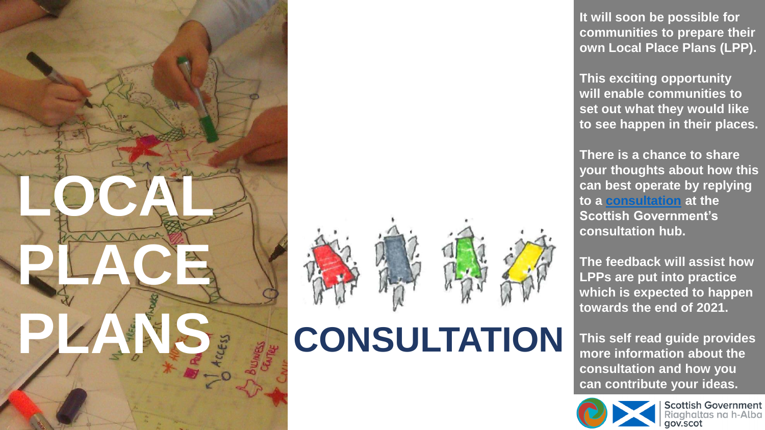# LOCAL PLACE PLANS

# CONSULTATION

**It will soon be possible for communities to prepare their own Local Place Plans (LPP).**

**This exciting opportunity will enable communities to set out what they would like to see happen in their places.**

**There is a chance to share your thoughts about how this can best operate by replying to a consultation at the Scottish Government's consultation hub.**

**The feedback will assist how LPPs are put into practice which is expected to happen towards the end of 2021.**

**This self read guide provides more information about the consultation and how you can contribute your ideas.**

Scottish Government
Riaghaltas na h-Alba
gov.scot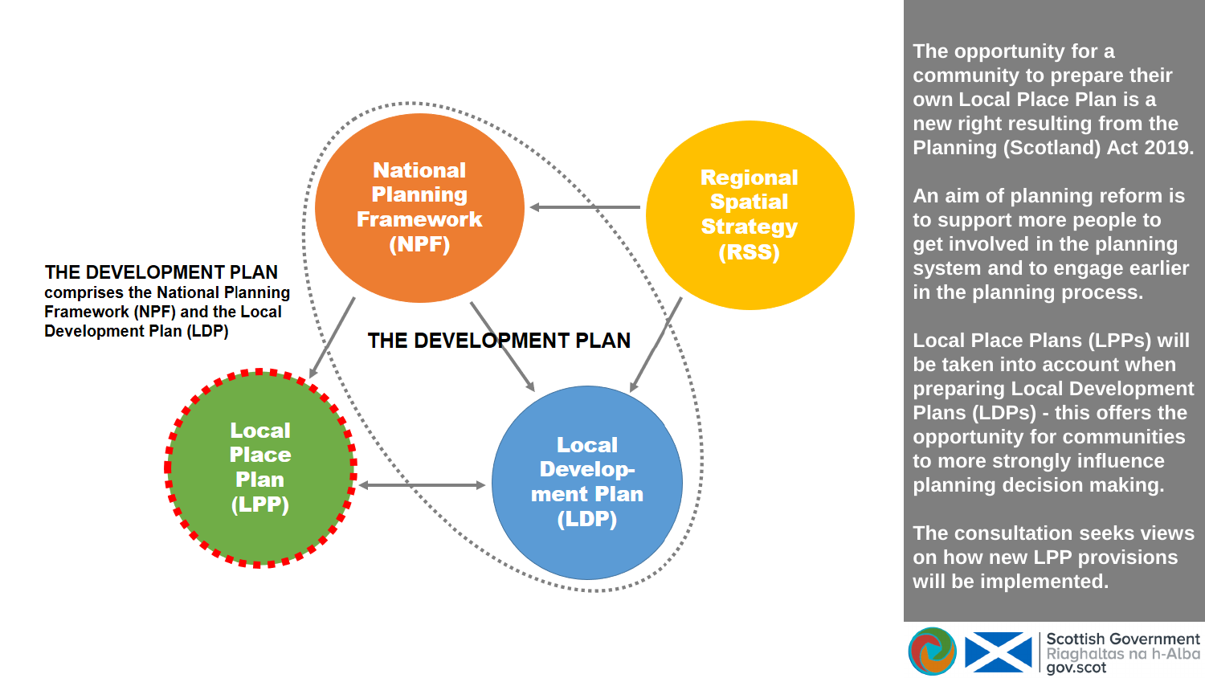**THE DEVELOPMENT PLAN**
comprises the National Planning Framework (NPF) and the Local Development Plan (LDP)

**THE DEVELOPMENT PLAN**

**National Planning Framework (NPF)**

**Regional Spatial Strategy (RSS)**

**Local Place Plan (LPP)**

**Local Develop-ment Plan (LDP)**

The opportunity for a community to prepare their own Local Place Plan is a new right resulting from the Planning (Scotland) Act 2019.

An aim of planning reform is to support more people to get involved in the planning system and to engage earlier in the planning process.

Local Place Plans (LPPs) will be taken into account when preparing Local Development Plans (LDPs) - this offers the opportunity for communities to more strongly influence planning decision making.

The consultation seeks views on how new LPP provisions will be implemented.

Scottish Government
Riaghaltas na h-Alba
gov.scot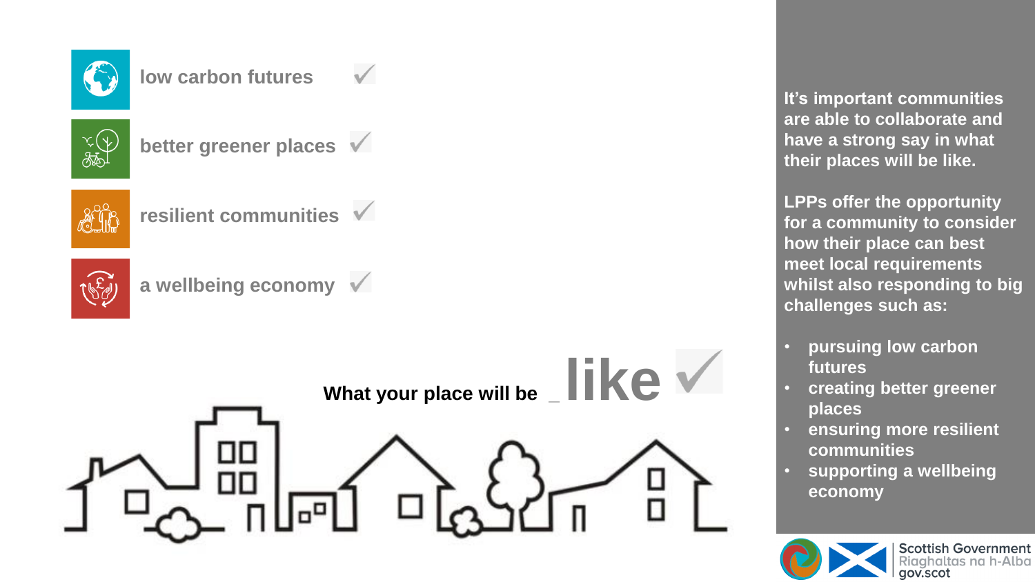- low carbon futures ✓
- better greener places ✓
- resilient communities ✓
- a wellbeing economy ✓

**What your place will be _ like ✓**

**It's important communities are able to collaborate and have a strong say in what their places will be like.**

**LPPs offer the opportunity for a community to consider how their place can best meet local requirements whilst also responding to big challenges such as:**

- **pursuing low carbon futures**
- **creating better greener places**
- **ensuring more resilient communities**
- **supporting a wellbeing economy**

Scottish Government
Riaghaltas na h-Alba
gov.scot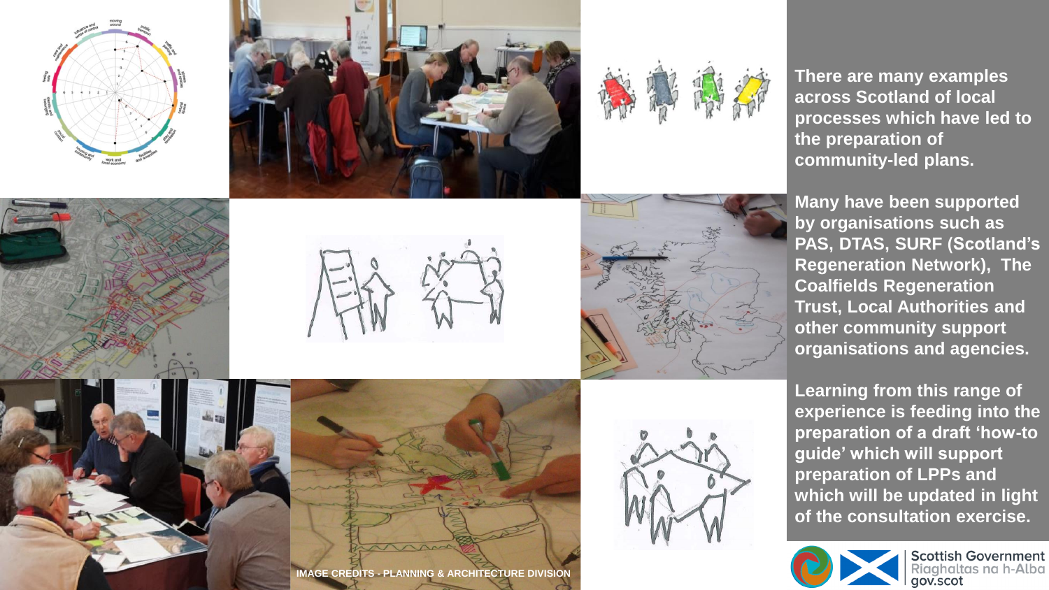There are many examples across Scotland of local processes which have led to the preparation of community-led plans.

Many have been supported by organisations such as PAS, DTAS, SURF (Scotland's Regeneration Network), The Coalfields Regeneration Trust, Local Authorities and other community support organisations and agencies.

Learning from this range of experience is feeding into the preparation of a draft 'how-to guide' which will support preparation of LPPs and which will be updated in light of the consultation exercise.

IMAGE CREDITS - PLANNING & ARCHITECTURE DIVISION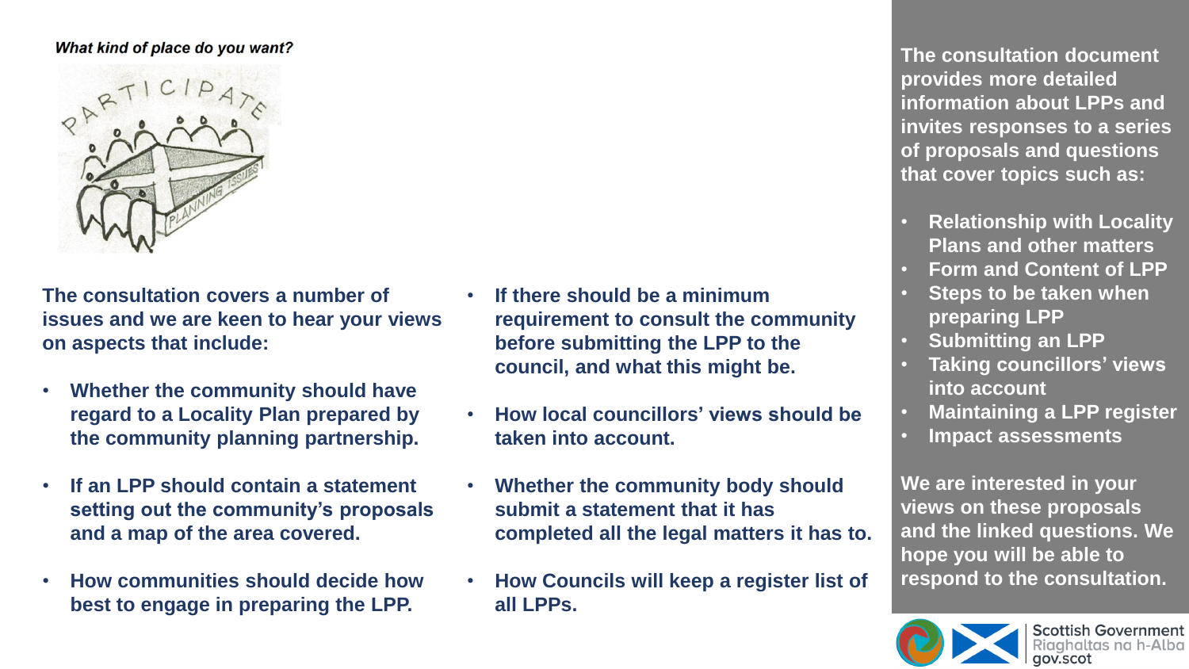*What kind of place do you want?*

**The consultation covers a number of issues and we are keen to hear your views on aspects that include:**

- **Whether the community should have regard to a Locality Plan prepared by the community planning partnership.**
- **If an LPP should contain a statement setting out the community's proposals and a map of the area covered.**
- **How communities should decide how best to engage in preparing the LPP.**
- **If there should be a minimum requirement to consult the community before submitting the LPP to the council, and what this might be.**
- **How local councillors' views should be taken into account.**
- **Whether the community body should submit a statement that it has completed all the legal matters it has to.**
- **How Councils will keep a register list of all LPPs.**

**The consultation document provides more detailed information about LPPs and invites responses to a series of proposals and questions that cover topics such as:**

- **Relationship with Locality Plans and other matters**
- **Form and Content of LPP**
- **Steps to be taken when preparing LPP**
- **Submitting an LPP**
- **Taking councillors' views into account**
- **Maintaining a LPP register**
- **Impact assessments**

**We are interested in your views on these proposals and the linked questions. We hope you will be able to respond to the consultation.**

Scottish Government
Riaghaltas na h-Alba
gov.scot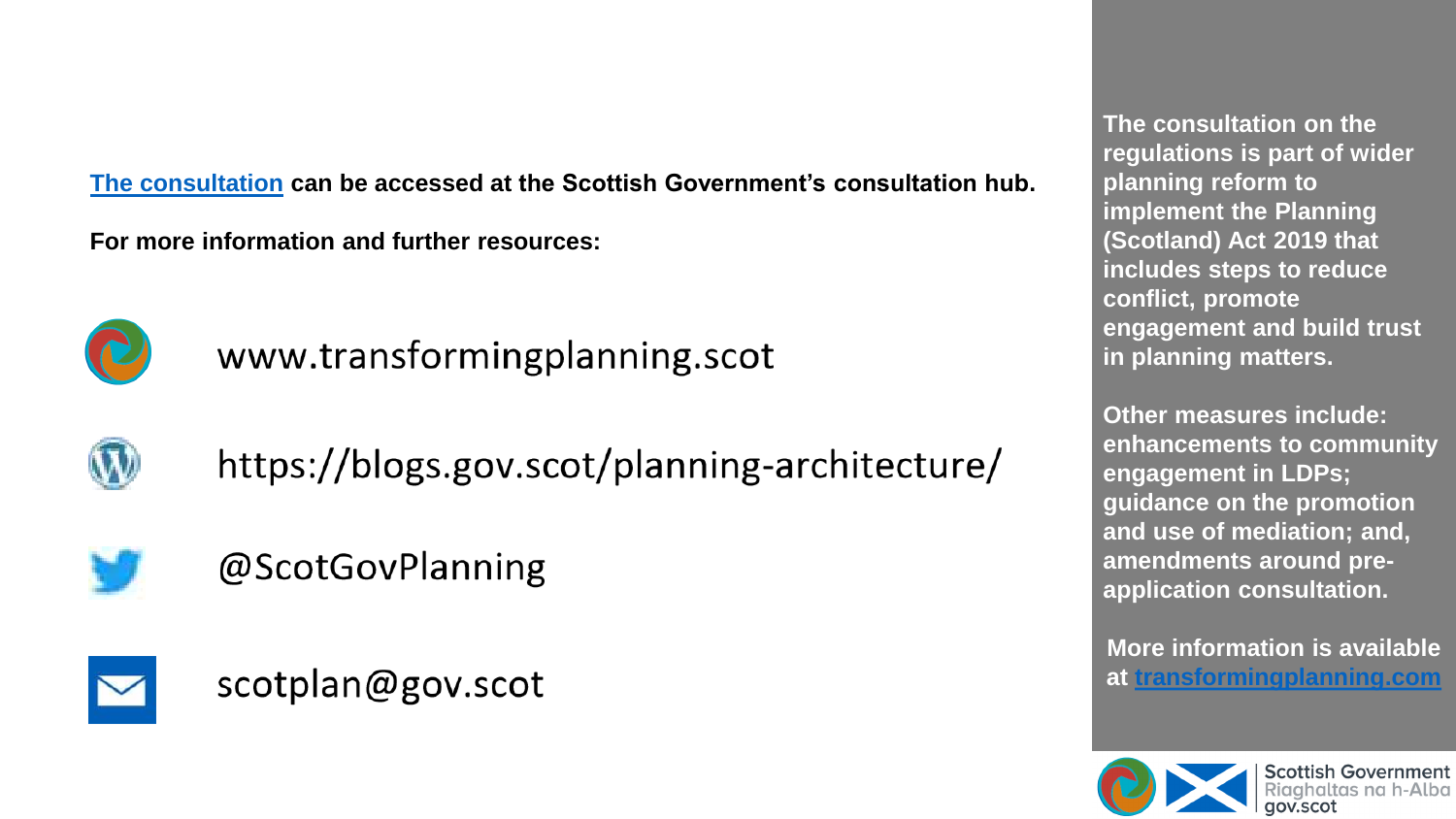**The consultation can be accessed at the Scottish Government's consultation hub.**

**For more information and further resources:**

www.transformingplanning.scot

https://blogs.gov.scot/planning-architecture/

@ScotGovPlanning

scotplan@gov.scot

**The consultation on the regulations is part of wider planning reform to implement the Planning (Scotland) Act 2019 that includes steps to reduce conflict, promote engagement and build trust in planning matters.**

**Other measures include: enhancements to community engagement in LDPs; guidance on the promotion and use of mediation; and, amendments around pre-application consultation.**

**More information is available at transformingplanning.com**

Scottish Government
Riaghaltas na h-Alba
gov.scot